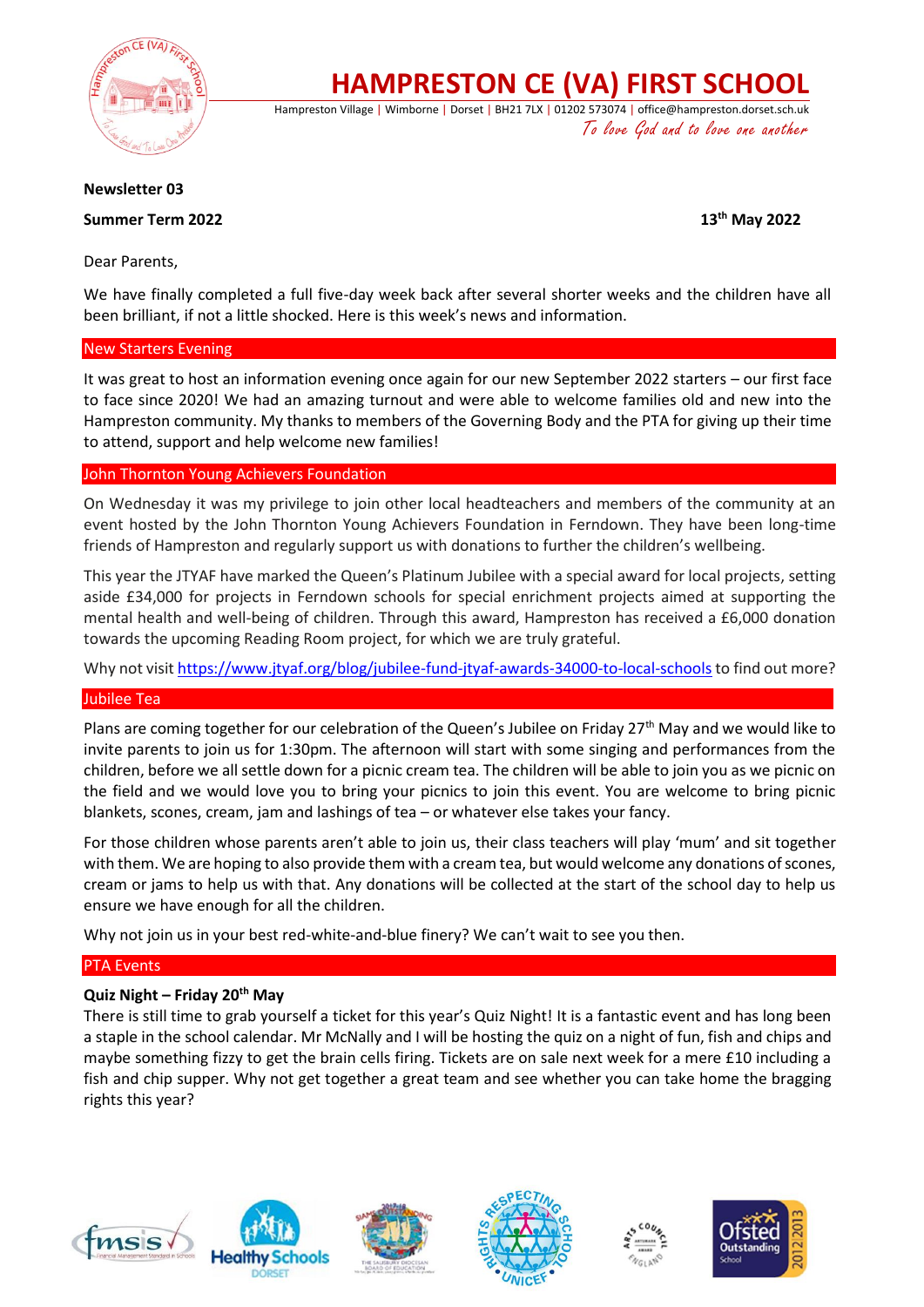# HAMPRESTON CE (VA) FIRST SCHOOL

Hampreston Village | Wimborne | Dorset | BH21 7LX | 01202 573074 | office@hampreston.dorset.sch.uk

*To love God and to love one another*

**Newsletter 03**

**Summer Term 2022** **13th May 2022**

Dear Parents,

We have finally completed a full five-day week back after several shorter weeks and the children have all been brilliant, if not a little shocked. Here is this week's news and information.

## New Starters Evening

It was great to host an information evening once again for our new September 2022 starters – our first face to face since 2020! We had an amazing turnout and were able to welcome families old and new into the Hampreston community. My thanks to members of the Governing Body and the PTA for giving up their time to attend, support and help welcome new families!

## John Thornton Young Achievers Foundation

On Wednesday it was my privilege to join other local headteachers and members of the community at an event hosted by the John Thornton Young Achievers Foundation in Ferndown. They have been long-time friends of Hampreston and regularly support us with donations to further the children's wellbeing.

This year the JTYAF have marked the Queen's Platinum Jubilee with a special award for local projects, setting aside £34,000 for projects in Ferndown schools for special enrichment projects aimed at supporting the mental health and well-being of children. Through this award, Hampreston has received a £6,000 donation towards the upcoming Reading Room project, for which we are truly grateful.

Why not visit https://www.jtyaf.org/blog/jubilee-fund-jtyaf-awards-34000-to-local-schools to find out more?

## Jubilee Tea

Plans are coming together for our celebration of the Queen's Jubilee on Friday 27th May and we would like to invite parents to join us for 1:30pm. The afternoon will start with some singing and performances from the children, before we all settle down for a picnic cream tea. The children will be able to join you as we picnic on the field and we would love you to bring your picnics to join this event. You are welcome to bring picnic blankets, scones, cream, jam and lashings of tea – or whatever else takes your fancy.

For those children whose parents aren't able to join us, their class teachers will play 'mum' and sit together with them. We are hoping to also provide them with a cream tea, but would welcome any donations of scones, cream or jams to help us with that. Any donations will be collected at the start of the school day to help us ensure we have enough for all the children.

Why not join us in your best red-white-and-blue finery? We can't wait to see you then.

## PTA Events

**Quiz Night – Friday 20th May**

There is still time to grab yourself a ticket for this year's Quiz Night! It is a fantastic event and has long been a staple in the school calendar. Mr McNally and I will be hosting the quiz on a night of fun, fish and chips and maybe something fizzy to get the brain cells firing. Tickets are on sale next week for a mere £10 including a fish and chip supper. Why not get together a great team and see whether you can take home the bragging rights this year?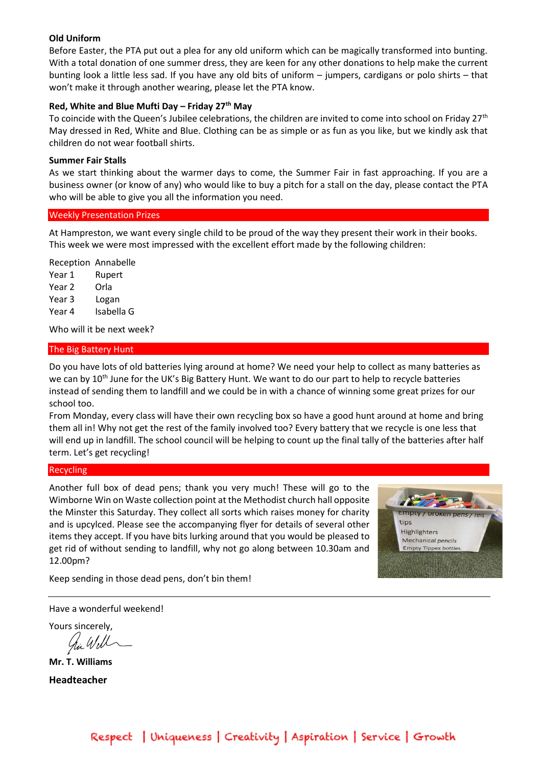**Old Uniform**

Before Easter, the PTA put out a plea for any old uniform which can be magically transformed into bunting. With a total donation of one summer dress, they are keen for any other donations to help make the current bunting look a little less sad. If you have any old bits of uniform – jumpers, cardigans or polo shirts – that won't make it through another wearing, please let the PTA know.

**Red, White and Blue Mufti Day – Friday 27th May**

To coincide with the Queen's Jubilee celebrations, the children are invited to come into school on Friday 27th May dressed in Red, White and Blue. Clothing can be as simple or as fun as you like, but we kindly ask that children do not wear football shirts.

**Summer Fair Stalls**

As we start thinking about the warmer days to come, the Summer Fair in fast approaching. If you are a business owner (or know of any) who would like to buy a pitch for a stall on the day, please contact the PTA who will be able to give you all the information you need.

## Weekly Presentation Prizes

At Hampreston, we want every single child to be proud of the way they present their work in their books. This week we were most impressed with the excellent effort made by the following children:

| | |
|---|---|
| Reception | Annabelle |
| Year 1 | Rupert |
| Year 2 | Orla |
| Year 3 | Logan |
| Year 4 | Isabella G |

Who will it be next week?

## The Big Battery Hunt

Do you have lots of old batteries lying around at home? We need your help to collect as many batteries as we can by 10th June for the UK's Big Battery Hunt. We want to do our part to help to recycle batteries instead of sending them to landfill and we could be in with a chance of winning some great prizes for our school too.

From Monday, every class will have their own recycling box so have a good hunt around at home and bring them all in! Why not get the rest of the family involved too? Every battery that we recycle is one less that will end up in landfill. The school council will be helping to count up the final tally of the batteries after half term. Let's get recycling!

## Recycling

Another full box of dead pens; thank you very much! These will go to the Wimborne Win on Waste collection point at the Methodist church hall opposite the Minster this Saturday. They collect all sorts which raises money for charity and is upcylced. Please see the accompanying flyer for details of several other items they accept. If you have bits lurking around that you would be pleased to get rid of without sending to landfill, why not go along between 10.30am and 12.00pm?

Keep sending in those dead pens, don't bin them!

---

Have a wonderful weekend!

Yours sincerely,

**Mr. T. Williams**

**Headteacher**

Respect | Uniqueness | Creativity | Aspiration | Service | Growth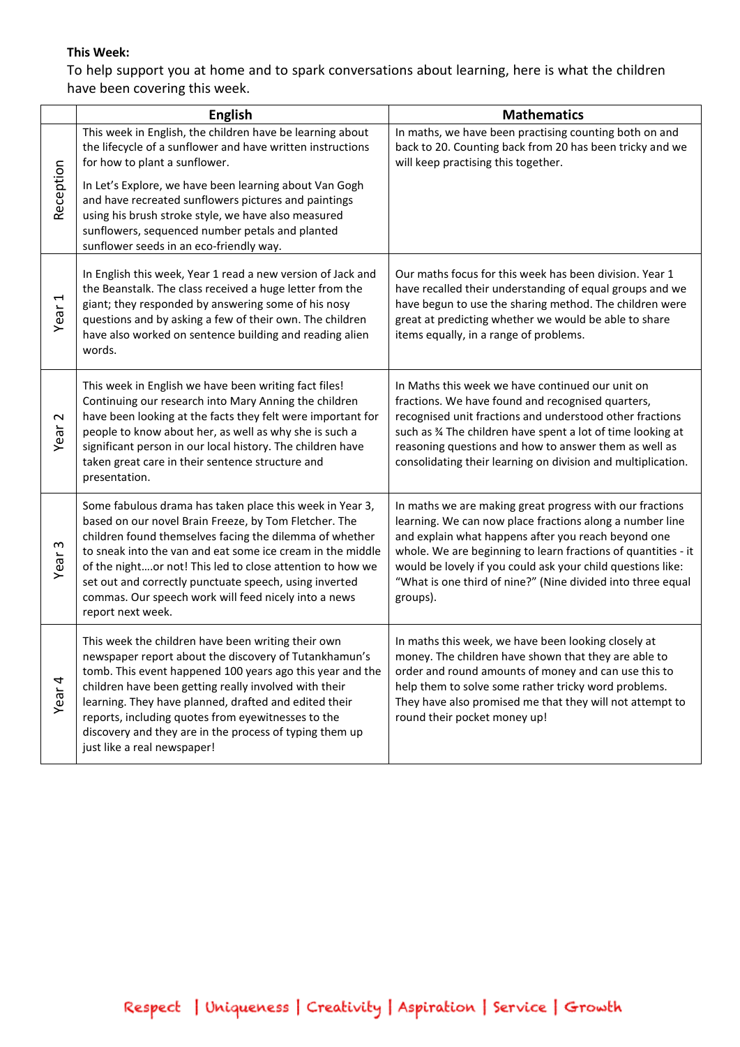**This Week:**

To help support you at home and to spark conversations about learning, here is what the children have been covering this week.

| | English | Mathematics |
|---|---|---|
| Reception | This week in English, the children have be learning about the lifecycle of a sunflower and have written instructions for how to plant a sunflower.<br><br>In Let's Explore, we have been learning about Van Gogh and have recreated sunflowers pictures and paintings using his brush stroke style, we have also measured sunflowers, sequenced number petals and planted sunflower seeds in an eco-friendly way. | In maths, we have been practising counting both on and back to 20. Counting back from 20 has been tricky and we will keep practising this together. |
| Year 1 | In English this week, Year 1 read a new version of Jack and the Beanstalk. The class received a huge letter from the giant; they responded by answering some of his nosy questions and by asking a few of their own. The children have also worked on sentence building and reading alien words. | Our maths focus for this week has been division. Year 1 have recalled their understanding of equal groups and we have begun to use the sharing method. The children were great at predicting whether we would be able to share items equally, in a range of problems. |
| Year 2 | This week in English we have been writing fact files! Continuing our research into Mary Anning the children have been looking at the facts they felt were important for people to know about her, as well as why she is such a significant person in our local history. The children have taken great care in their sentence structure and presentation. | In Maths this week we have continued our unit on fractions. We have found and recognised quarters, recognised unit fractions and understood other fractions such as ¾ The children have spent a lot of time looking at reasoning questions and how to answer them as well as consolidating their learning on division and multiplication. |
| Year 3 | Some fabulous drama has taken place this week in Year 3, based on our novel Brain Freeze, by Tom Fletcher. The children found themselves facing the dilemma of whether to sneak into the van and eat some ice cream in the middle of the night….or not! This led to close attention to how we set out and correctly punctuate speech, using inverted commas. Our speech work will feed nicely into a news report next week. | In maths we are making great progress with our fractions learning. We can now place fractions along a number line and explain what happens after you reach beyond one whole. We are beginning to learn fractions of quantities - it would be lovely if you could ask your child questions like: "What is one third of nine?" (Nine divided into three equal groups). |
| Year 4 | This week the children have been writing their own newspaper report about the discovery of Tutankhamun's tomb. This event happened 100 years ago this year and the children have been getting really involved with their learning. They have planned, drafted and edited their reports, including quotes from eyewitnesses to the discovery and they are in the process of typing them up just like a real newspaper! | In maths this week, we have been looking closely at money. The children have shown that they are able to order and round amounts of money and can use this to help them to solve some rather tricky word problems. They have also promised me that they will not attempt to round their pocket money up! |

Respect | Uniqueness | Creativity | Aspiration | Service | Growth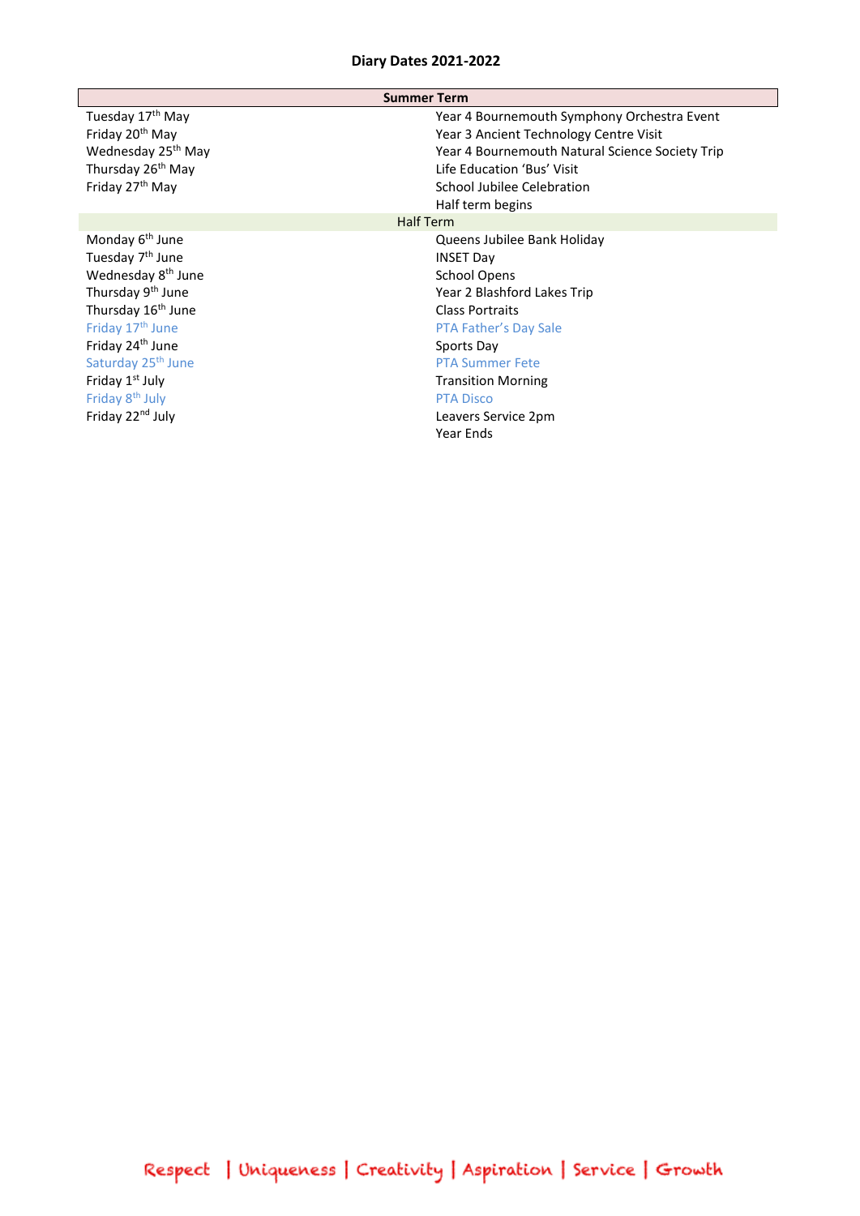**Diary Dates 2021-2022**

| Summer Term | |
|---|---|
| Tuesday 17th May | Year 4 Bournemouth Symphony Orchestra Event |
| Friday 20th May | Year 3 Ancient Technology Centre Visit |
| Wednesday 25th May | Year 4 Bournemouth Natural Science Society Trip |
| Thursday 26th May | Life Education 'Bus' Visit |
| Friday 27th May | School Jubilee Celebration |
| | Half term begins |
| Half Term | |
| Monday 6th June | Queens Jubilee Bank Holiday |
| Tuesday 7th June | INSET Day |
| Wednesday 8th June | School Opens |
| Thursday 9th June | Year 2 Blashford Lakes Trip |
| Thursday 16th June | Class Portraits |
| Friday 17th June | PTA Father's Day Sale |
| Friday 24th June | Sports Day |
| Saturday 25th June | PTA Summer Fete |
| Friday 1st July | Transition Morning |
| Friday 8th July | PTA Disco |
| Friday 22nd July | Leavers Service 2pm |
| | Year Ends |

Respect | Uniqueness | Creativity | Aspiration | Service | Growth